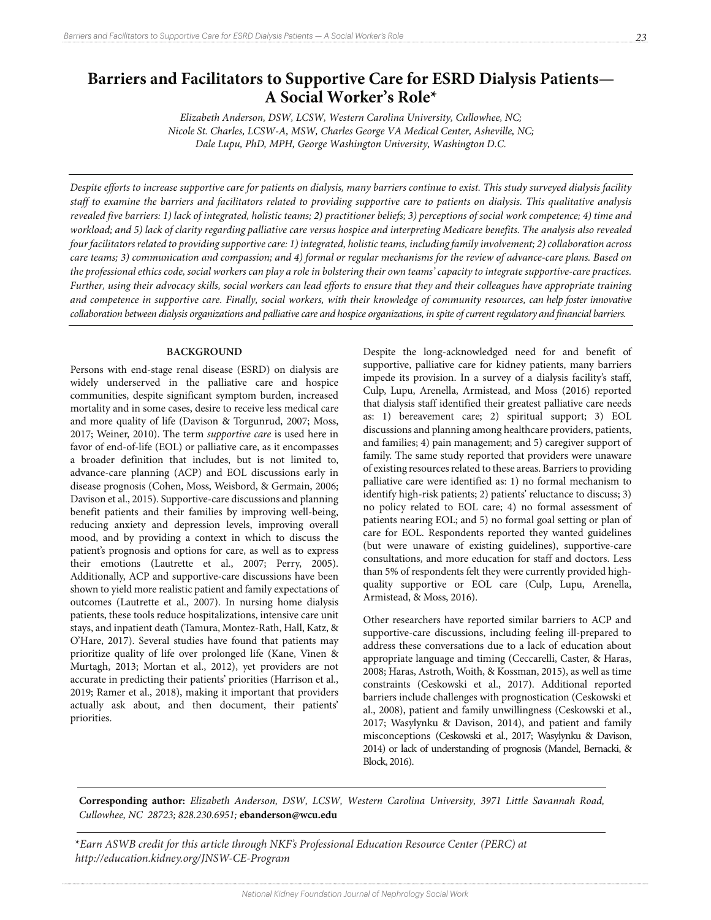# Barriers and Facilitators to Supportive Care for ESRD Dialysis Patients—A Social Worker's Role*

*Elizabeth Anderson, DSW, LCSW, Western Carolina University, Cullowhee, NC;*
*Nicole St. Charles, LCSW-A, MSW, Charles George VA Medical Center, Asheville, NC;*
*Dale Lupu, PhD, MPH, George Washington University, Washington D.C.*

*Despite efforts to increase supportive care for patients on dialysis, many barriers continue to exist. This study surveyed dialysis facility staff to examine the barriers and facilitators related to providing supportive care to patients on dialysis. This qualitative analysis revealed five barriers: 1) lack of integrated, holistic teams; 2) practitioner beliefs; 3) perceptions of social work competence; 4) time and workload; and 5) lack of clarity regarding palliative care versus hospice and interpreting Medicare benefits. The analysis also revealed four facilitators related to providing supportive care: 1) integrated, holistic teams, including family involvement; 2) collaboration across care teams; 3) communication and compassion; and 4) formal or regular mechanisms for the review of advance-care plans. Based on the professional ethics code, social workers can play a role in bolstering their own teams' capacity to integrate supportive-care practices. Further, using their advocacy skills, social workers can lead efforts to ensure that they and their colleagues have appropriate training and competence in supportive care. Finally, social workers, with their knowledge of community resources, can help foster innovative collaboration between dialysis organizations and palliative care and hospice organizations, in spite of current regulatory and financial barriers.*

## BACKGROUND

Persons with end-stage renal disease (ESRD) on dialysis are widely underserved in the palliative care and hospice communities, despite significant symptom burden, increased mortality and in some cases, desire to receive less medical care and more quality of life (Davison & Torgunrud, 2007; Moss, 2017; Weiner, 2010). The term *supportive care* is used here in favor of end-of-life (EOL) or palliative care, as it encompasses a broader definition that includes, but is not limited to, advance-care planning (ACP) and EOL discussions early in disease prognosis (Cohen, Moss, Weisbord, & Germain, 2006; Davison et al., 2015). Supportive-care discussions and planning benefit patients and their families by improving well-being, reducing anxiety and depression levels, improving overall mood, and by providing a context in which to discuss the patient's prognosis and options for care, as well as to express their emotions (Lautrette et al., 2007; Perry, 2005). Additionally, ACP and supportive-care discussions have been shown to yield more realistic patient and family expectations of outcomes (Lautrette et al., 2007). In nursing home dialysis patients, these tools reduce hospitalizations, intensive care unit stays, and inpatient death (Tamura, Montez-Rath, Hall, Katz, & O'Hare, 2017). Several studies have found that patients may prioritize quality of life over prolonged life (Kane, Vinen & Murtagh, 2013; Mortan et al., 2012), yet providers are not accurate in predicting their patients' priorities (Harrison et al., 2019; Ramer et al., 2018), making it important that providers actually ask about, and then document, their patients' priorities.

Despite the long-acknowledged need for and benefit of supportive, palliative care for kidney patients, many barriers impede its provision. In a survey of a dialysis facility's staff, Culp, Lupu, Arenella, Armistead, and Moss (2016) reported that dialysis staff identified their greatest palliative care needs as: 1) bereavement care; 2) spiritual support; 3) EOL discussions and planning among healthcare providers, patients, and families; 4) pain management; and 5) caregiver support of family. The same study reported that providers were unaware of existing resources related to these areas. Barriers to providing palliative care were identified as: 1) no formal mechanism to identify high-risk patients; 2) patients' reluctance to discuss; 3) no policy related to EOL care; 4) no formal assessment of patients nearing EOL; and 5) no formal goal setting or plan of care for EOL. Respondents reported they wanted guidelines (but were unaware of existing guidelines), supportive-care consultations, and more education for staff and doctors. Less than 5% of respondents felt they were currently provided high-quality supportive or EOL care (Culp, Lupu, Arenella, Armistead, & Moss, 2016).

Other researchers have reported similar barriers to ACP and supportive-care discussions, including feeling ill-prepared to address these conversations due to a lack of education about appropriate language and timing (Ceccarelli, Caster, & Haras, 2008; Haras, Astroth, Woith, & Kossman, 2015), as well as time constraints (Ceskowski et al., 2017). Additional reported barriers include challenges with prognostication (Ceskowski et al., 2008), patient and family unwillingness (Ceskowski et al., 2017; Wasylynku & Davison, 2014), and patient and family misconceptions (Ceskowski et al., 2017; Wasylynku & Davison, 2014) or lack of understanding of prognosis (Mandel, Bernacki, & Block, 2016).

**Corresponding author:** *Elizabeth Anderson, DSW, LCSW, Western Carolina University, 3971 Little Savannah Road, Cullowhee, NC 28723; 828.230.6951;* **ebanderson@wcu.edu**

*\*Earn ASWB credit for this article through NKF's Professional Education Resource Center (PERC) at http://education.kidney.org/JNSW-CE-Program*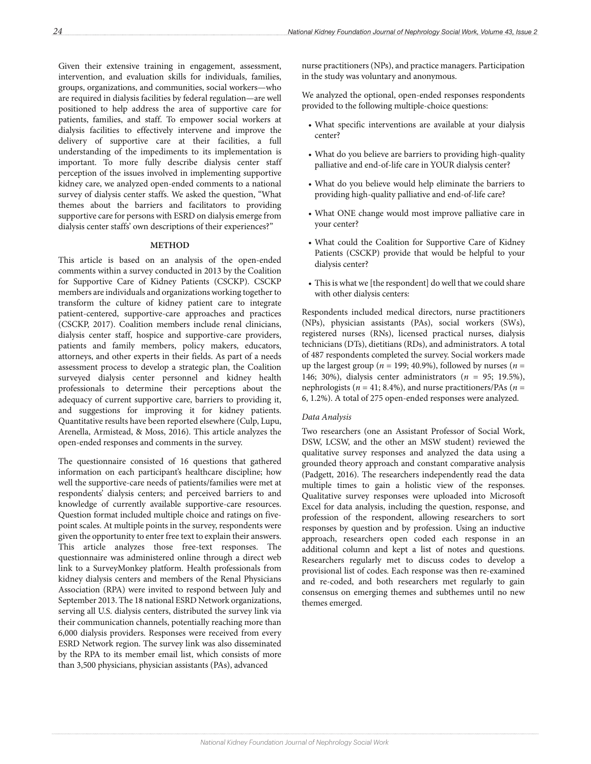Given their extensive training in engagement, assessment, intervention, and evaluation skills for individuals, families, groups, organizations, and communities, social workers—who are required in dialysis facilities by federal regulation—are well positioned to help address the area of supportive care for patients, families, and staff. To empower social workers at dialysis facilities to effectively intervene and improve the delivery of supportive care at their facilities, a full understanding of the impediments to its implementation is important. To more fully describe dialysis center staff perception of the issues involved in implementing supportive kidney care, we analyzed open-ended comments to a national survey of dialysis center staffs. We asked the question, "What themes about the barriers and facilitators to providing supportive care for persons with ESRD on dialysis emerge from dialysis center staffs' own descriptions of their experiences?"

## METHOD

This article is based on an analysis of the open-ended comments within a survey conducted in 2013 by the Coalition for Supportive Care of Kidney Patients (CSCKP). CSCKP members are individuals and organizations working together to transform the culture of kidney patient care to integrate patient-centered, supportive-care approaches and practices (CSCKP, 2017). Coalition members include renal clinicians, dialysis center staff, hospice and supportive-care providers, patients and family members, policy makers, educators, attorneys, and other experts in their fields. As part of a needs assessment process to develop a strategic plan, the Coalition surveyed dialysis center personnel and kidney health professionals to determine their perceptions about the adequacy of current supportive care, barriers to providing it, and suggestions for improving it for kidney patients. Quantitative results have been reported elsewhere (Culp, Lupu, Arenella, Armistead, & Moss, 2016). This article analyzes the open-ended responses and comments in the survey.

The questionnaire consisted of 16 questions that gathered information on each participant's healthcare discipline; how well the supportive-care needs of patients/families were met at respondents' dialysis centers; and perceived barriers to and knowledge of currently available supportive-care resources. Question format included multiple choice and ratings on five-point scales. At multiple points in the survey, respondents were given the opportunity to enter free text to explain their answers. This article analyzes those free-text responses. The questionnaire was administered online through a direct web link to a SurveyMonkey platform. Health professionals from kidney dialysis centers and members of the Renal Physicians Association (RPA) were invited to respond between July and September 2013. The 18 national ESRD Network organizations, serving all U.S. dialysis centers, distributed the survey link via their communication channels, potentially reaching more than 6,000 dialysis providers. Responses were received from every ESRD Network region. The survey link was also disseminated by the RPA to its member email list, which consists of more than 3,500 physicians, physician assistants (PAs), advanced nurse practitioners (NPs), and practice managers. Participation in the study was voluntary and anonymous.

We analyzed the optional, open-ended responses respondents provided to the following multiple-choice questions:

- What specific interventions are available at your dialysis center?
- What do you believe are barriers to providing high-quality palliative and end-of-life care in YOUR dialysis center?
- What do you believe would help eliminate the barriers to providing high-quality palliative and end-of-life care?
- What ONE change would most improve palliative care in your center?
- What could the Coalition for Supportive Care of Kidney Patients (CSCKP) provide that would be helpful to your dialysis center?
- This is what we [the respondent] do well that we could share with other dialysis centers:

Respondents included medical directors, nurse practitioners (NPs), physician assistants (PAs), social workers (SWs), registered nurses (RNs), licensed practical nurses, dialysis technicians (DTs), dietitians (RDs), and administrators. A total of 487 respondents completed the survey. Social workers made up the largest group ($n$ = 199; 40.9%), followed by nurses ($n$ = 146; 30%), dialysis center administrators ($n$ = 95; 19.5%), nephrologists ($n$ = 41; 8.4%), and nurse practitioners/PAs ($n$ = 6, 1.2%). A total of 275 open-ended responses were analyzed.

### *Data Analysis*

Two researchers (one an Assistant Professor of Social Work, DSW, LCSW, and the other an MSW student) reviewed the qualitative survey responses and analyzed the data using a grounded theory approach and constant comparative analysis (Padgett, 2016). The researchers independently read the data multiple times to gain a holistic view of the responses. Qualitative survey responses were uploaded into Microsoft Excel for data analysis, including the question, response, and profession of the respondent, allowing researchers to sort responses by question and by profession. Using an inductive approach, researchers open coded each response in an additional column and kept a list of notes and questions. Researchers regularly met to discuss codes to develop a provisional list of codes. Each response was then re-examined and re-coded, and both researchers met regularly to gain consensus on emerging themes and subthemes until no new themes emerged.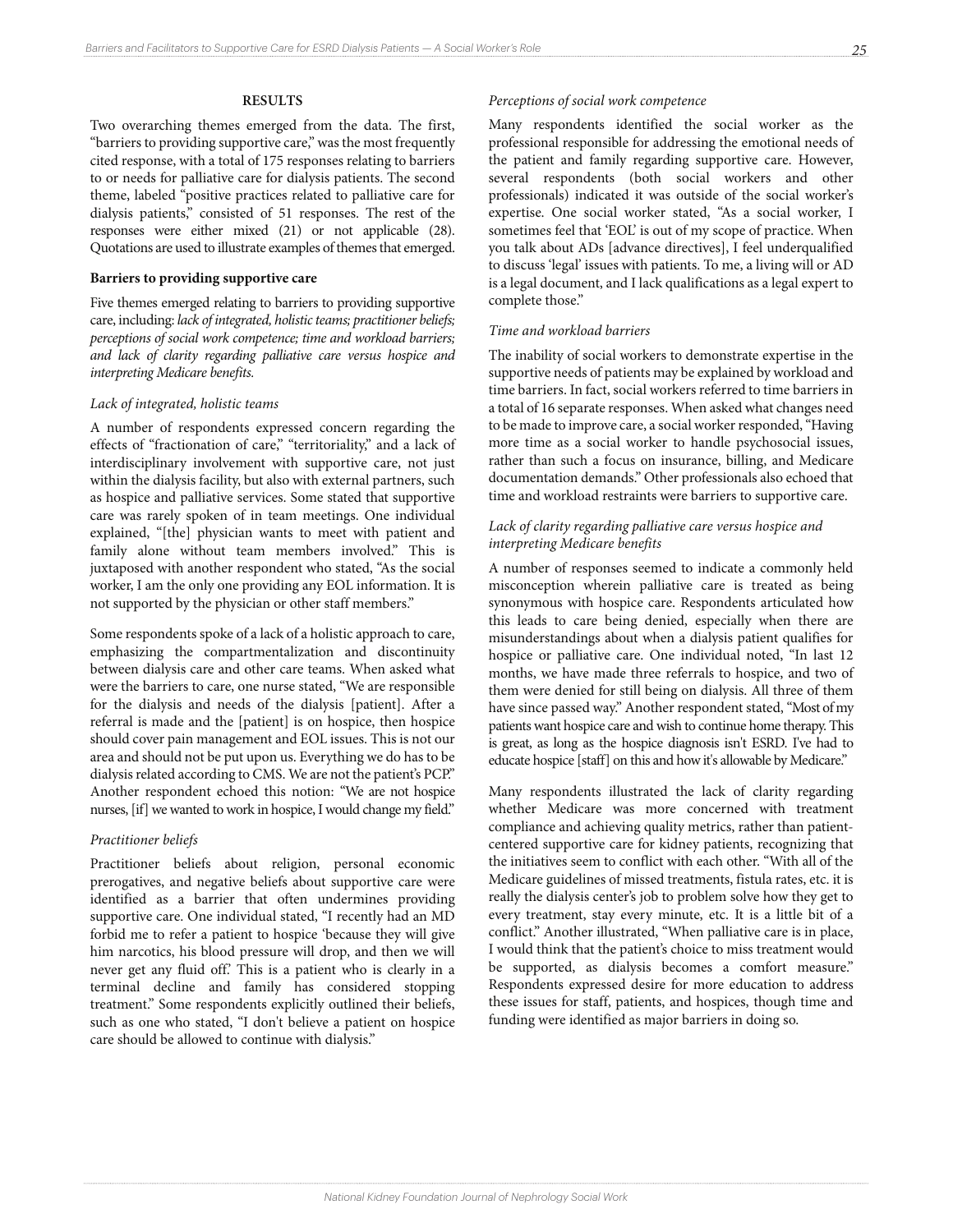## RESULTS

Two overarching themes emerged from the data. The first, "barriers to providing supportive care," was the most frequently cited response, with a total of 175 responses relating to barriers to or needs for palliative care for dialysis patients. The second theme, labeled "positive practices related to palliative care for dialysis patients," consisted of 51 responses. The rest of the responses were either mixed (21) or not applicable (28). Quotations are used to illustrate examples of themes that emerged.

### Barriers to providing supportive care

Five themes emerged relating to barriers to providing supportive care, including: *lack of integrated, holistic teams; practitioner beliefs; perceptions of social work competence; time and workload barriers; and lack of clarity regarding palliative care versus hospice and interpreting Medicare benefits.*

#### *Lack of integrated, holistic teams*

A number of respondents expressed concern regarding the effects of "fractionation of care," "territoriality," and a lack of interdisciplinary involvement with supportive care, not just within the dialysis facility, but also with external partners, such as hospice and palliative services. Some stated that supportive care was rarely spoken of in team meetings. One individual explained, "[the] physician wants to meet with patient and family alone without team members involved." This is juxtaposed with another respondent who stated, "As the social worker, I am the only one providing any EOL information. It is not supported by the physician or other staff members."

Some respondents spoke of a lack of a holistic approach to care, emphasizing the compartmentalization and discontinuity between dialysis care and other care teams. When asked what were the barriers to care, one nurse stated, "We are responsible for the dialysis and needs of the dialysis [patient]. After a referral is made and the [patient] is on hospice, then hospice should cover pain management and EOL issues. This is not our area and should not be put upon us. Everything we do has to be dialysis related according to CMS. We are not the patient's PCP." Another respondent echoed this notion: "We are not hospice nurses, [if] we wanted to work in hospice, I would change my field."

#### *Practitioner beliefs*

Practitioner beliefs about religion, personal economic prerogatives, and negative beliefs about supportive care were identified as a barrier that often undermines providing supportive care. One individual stated, "I recently had an MD forbid me to refer a patient to hospice 'because they will give him narcotics, his blood pressure will drop, and then we will never get any fluid off.' This is a patient who is clearly in a terminal decline and family has considered stopping treatment." Some respondents explicitly outlined their beliefs, such as one who stated, "I don't believe a patient on hospice care should be allowed to continue with dialysis."

#### *Perceptions of social work competence*

Many respondents identified the social worker as the professional responsible for addressing the emotional needs of the patient and family regarding supportive care. However, several respondents (both social workers and other professionals) indicated it was outside of the social worker's expertise. One social worker stated, "As a social worker, I sometimes feel that 'EOL' is out of my scope of practice. When you talk about ADs [advance directives], I feel underqualified to discuss 'legal' issues with patients. To me, a living will or AD is a legal document, and I lack qualifications as a legal expert to complete those."

#### *Time and workload barriers*

The inability of social workers to demonstrate expertise in the supportive needs of patients may be explained by workload and time barriers. In fact, social workers referred to time barriers in a total of 16 separate responses. When asked what changes need to be made to improve care, a social worker responded, "Having more time as a social worker to handle psychosocial issues, rather than such a focus on insurance, billing, and Medicare documentation demands." Other professionals also echoed that time and workload restraints were barriers to supportive care.

#### *Lack of clarity regarding palliative care versus hospice and interpreting Medicare benefits*

A number of responses seemed to indicate a commonly held misconception wherein palliative care is treated as being synonymous with hospice care. Respondents articulated how this leads to care being denied, especially when there are misunderstandings about when a dialysis patient qualifies for hospice or palliative care. One individual noted, "In last 12 months, we have made three referrals to hospice, and two of them were denied for still being on dialysis. All three of them have since passed way." Another respondent stated, "Most of my patients want hospice care and wish to continue home therapy. This is great, as long as the hospice diagnosis isn't ESRD. I've had to educate hospice [staff] on this and how it's allowable by Medicare."

Many respondents illustrated the lack of clarity regarding whether Medicare was more concerned with treatment compliance and achieving quality metrics, rather than patient-centered supportive care for kidney patients, recognizing that the initiatives seem to conflict with each other. "With all of the Medicare guidelines of missed treatments, fistula rates, etc. it is really the dialysis center's job to problem solve how they get to every treatment, stay every minute, etc. It is a little bit of a conflict." Another illustrated, "When palliative care is in place, I would think that the patient's choice to miss treatment would be supported, as dialysis becomes a comfort measure." Respondents expressed desire for more education to address these issues for staff, patients, and hospices, though time and funding were identified as major barriers in doing so.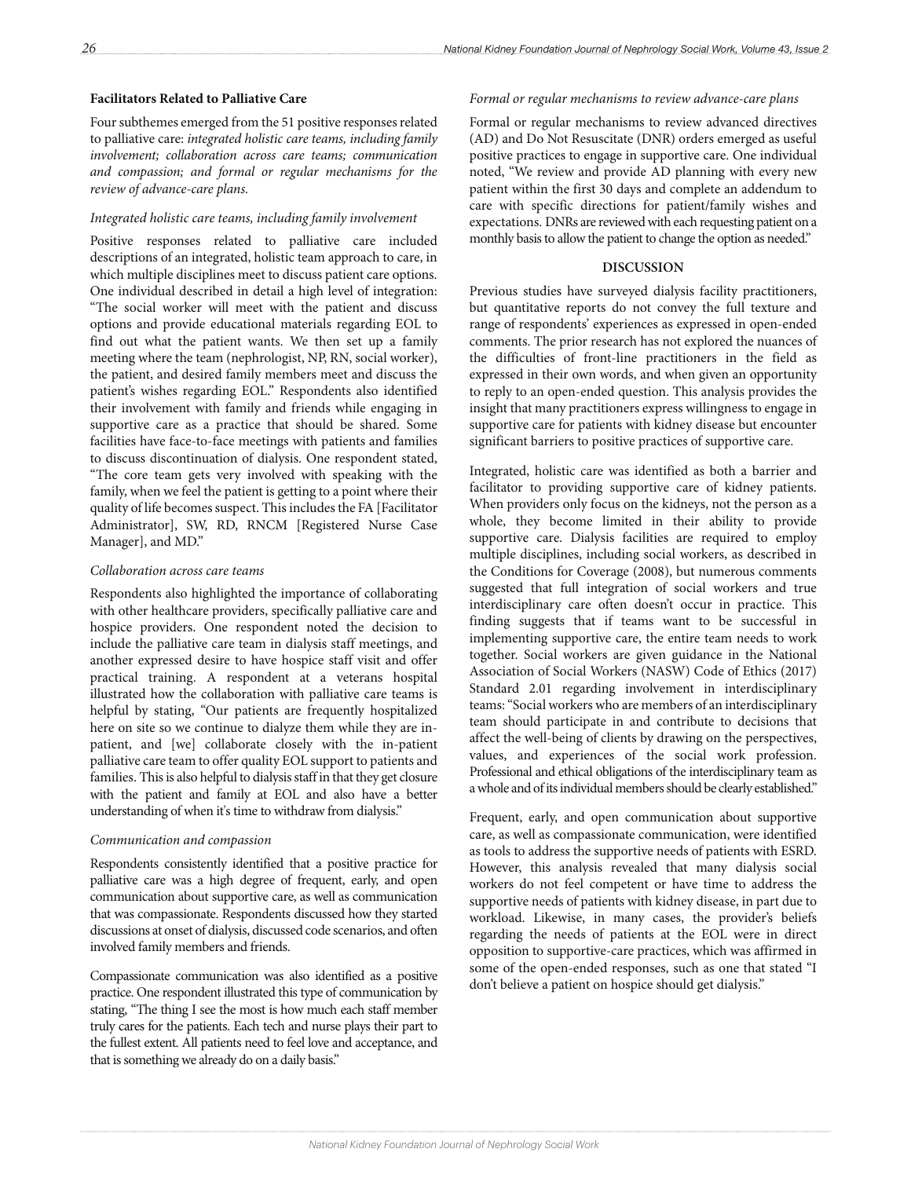**Facilitators Related to Palliative Care**

Four subthemes emerged from the 51 positive responses related to palliative care: *integrated holistic care teams, including family involvement; collaboration across care teams; communication and compassion; and formal or regular mechanisms for the review of advance-care plans.*

*Integrated holistic care teams, including family involvement*

Positive responses related to palliative care included descriptions of an integrated, holistic team approach to care, in which multiple disciplines meet to discuss patient care options. One individual described in detail a high level of integration: "The social worker will meet with the patient and discuss options and provide educational materials regarding EOL to find out what the patient wants. We then set up a family meeting where the team (nephrologist, NP, RN, social worker), the patient, and desired family members meet and discuss the patient's wishes regarding EOL." Respondents also identified their involvement with family and friends while engaging in supportive care as a practice that should be shared. Some facilities have face-to-face meetings with patients and families to discuss discontinuation of dialysis. One respondent stated, "The core team gets very involved with speaking with the family, when we feel the patient is getting to a point where their quality of life becomes suspect. This includes the FA [Facilitator Administrator], SW, RD, RNCM [Registered Nurse Case Manager], and MD."

*Collaboration across care teams*

Respondents also highlighted the importance of collaborating with other healthcare providers, specifically palliative care and hospice providers. One respondent noted the decision to include the palliative care team in dialysis staff meetings, and another expressed desire to have hospice staff visit and offer practical training. A respondent at a veterans hospital illustrated how the collaboration with palliative care teams is helpful by stating, "Our patients are frequently hospitalized here on site so we continue to dialyze them while they are in-patient, and [we] collaborate closely with the in-patient palliative care team to offer quality EOL support to patients and families. This is also helpful to dialysis staff in that they get closure with the patient and family at EOL and also have a better understanding of when it's time to withdraw from dialysis."

*Communication and compassion*

Respondents consistently identified that a positive practice for palliative care was a high degree of frequent, early, and open communication about supportive care, as well as communication that was compassionate. Respondents discussed how they started discussions at onset of dialysis, discussed code scenarios, and often involved family members and friends.

Compassionate communication was also identified as a positive practice. One respondent illustrated this type of communication by stating, "The thing I see the most is how much each staff member truly cares for the patients. Each tech and nurse plays their part to the fullest extent. All patients need to feel love and acceptance, and that is something we already do on a daily basis."

*Formal or regular mechanisms to review advance-care plans*

Formal or regular mechanisms to review advanced directives (AD) and Do Not Resuscitate (DNR) orders emerged as useful positive practices to engage in supportive care. One individual noted, "We review and provide AD planning with every new patient within the first 30 days and complete an addendum to care with specific directions for patient/family wishes and expectations. DNRs are reviewed with each requesting patient on a monthly basis to allow the patient to change the option as needed."

## DISCUSSION

Previous studies have surveyed dialysis facility practitioners, but quantitative reports do not convey the full texture and range of respondents' experiences as expressed in open-ended comments. The prior research has not explored the nuances of the difficulties of front-line practitioners in the field as expressed in their own words, and when given an opportunity to reply to an open-ended question. This analysis provides the insight that many practitioners express willingness to engage in supportive care for patients with kidney disease but encounter significant barriers to positive practices of supportive care.

Integrated, holistic care was identified as both a barrier and facilitator to providing supportive care of kidney patients. When providers only focus on the kidneys, not the person as a whole, they become limited in their ability to provide supportive care. Dialysis facilities are required to employ multiple disciplines, including social workers, as described in the Conditions for Coverage (2008), but numerous comments suggested that full integration of social workers and true interdisciplinary care often doesn't occur in practice. This finding suggests that if teams want to be successful in implementing supportive care, the entire team needs to work together. Social workers are given guidance in the National Association of Social Workers (NASW) Code of Ethics (2017) Standard 2.01 regarding involvement in interdisciplinary teams: "Social workers who are members of an interdisciplinary team should participate in and contribute to decisions that affect the well-being of clients by drawing on the perspectives, values, and experiences of the social work profession. Professional and ethical obligations of the interdisciplinary team as a whole and of its individual members should be clearly established."

Frequent, early, and open communication about supportive care, as well as compassionate communication, were identified as tools to address the supportive needs of patients with ESRD. However, this analysis revealed that many dialysis social workers do not feel competent or have time to address the supportive needs of patients with kidney disease, in part due to workload. Likewise, in many cases, the provider's beliefs regarding the needs of patients at the EOL were in direct opposition to supportive-care practices, which was affirmed in some of the open-ended responses, such as one that stated "I don't believe a patient on hospice should get dialysis."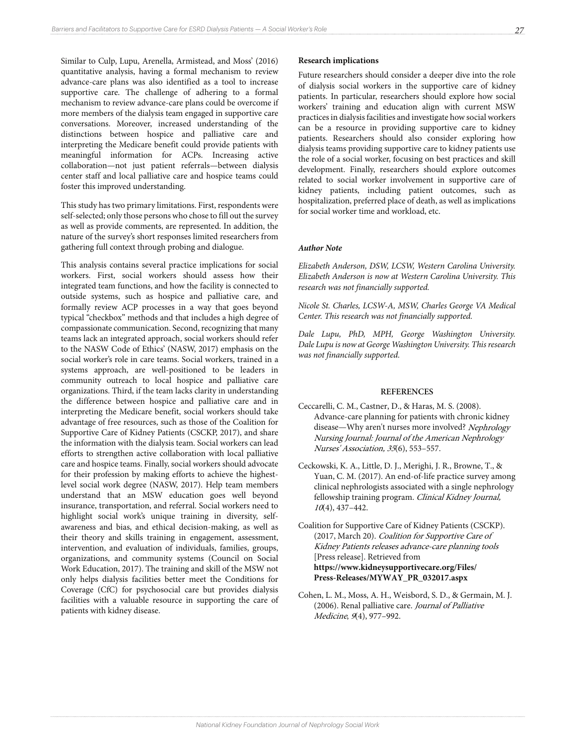Similar to Culp, Lupu, Arenella, Armistead, and Moss' (2016) quantitative analysis, having a formal mechanism to review advance-care plans was also identified as a tool to increase supportive care. The challenge of adhering to a formal mechanism to review advance-care plans could be overcome if more members of the dialysis team engaged in supportive care conversations. Moreover, increased understanding of the distinctions between hospice and palliative care and interpreting the Medicare benefit could provide patients with meaningful information for ACPs. Increasing active collaboration—not just patient referrals—between dialysis center staff and local palliative care and hospice teams could foster this improved understanding.

This study has two primary limitations. First, respondents were self-selected; only those persons who chose to fill out the survey as well as provide comments, are represented. In addition, the nature of the survey's short responses limited researchers from gathering full context through probing and dialogue.

This analysis contains several practice implications for social workers. First, social workers should assess how their integrated team functions, and how the facility is connected to outside systems, such as hospice and palliative care, and formally review ACP processes in a way that goes beyond typical "checkbox" methods and that includes a high degree of compassionate communication. Second, recognizing that many teams lack an integrated approach, social workers should refer to the NASW Code of Ethics' (NASW, 2017) emphasis on the social worker's role in care teams. Social workers, trained in a systems approach, are well-positioned to be leaders in community outreach to local hospice and palliative care organizations. Third, if the team lacks clarity in understanding the difference between hospice and palliative care and in interpreting the Medicare benefit, social workers should take advantage of free resources, such as those of the Coalition for Supportive Care of Kidney Patients (CSCKP, 2017), and share the information with the dialysis team. Social workers can lead efforts to strengthen active collaboration with local palliative care and hospice teams. Finally, social workers should advocate for their profession by making efforts to achieve the highest-level social work degree (NASW, 2017). Help team members understand that an MSW education goes well beyond insurance, transportation, and referral. Social workers need to highlight social work's unique training in diversity, self-awareness and bias, and ethical decision-making, as well as their theory and skills training in engagement, assessment, intervention, and evaluation of individuals, families, groups, organizations, and community systems (Council on Social Work Education, 2017). The training and skill of the MSW not only helps dialysis facilities better meet the Conditions for Coverage (CfC) for psychosocial care but provides dialysis facilities with a valuable resource in supporting the care of patients with kidney disease.

**Research implications**

Future researchers should consider a deeper dive into the role of dialysis social workers in the supportive care of kidney patients. In particular, researchers should explore how social workers' training and education align with current MSW practices in dialysis facilities and investigate how social workers can be a resource in providing supportive care to kidney patients. Researchers should also consider exploring how dialysis teams providing supportive care to kidney patients use the role of a social worker, focusing on best practices and skill development. Finally, researchers should explore outcomes related to social worker involvement in supportive care of kidney patients, including patient outcomes, such as hospitalization, preferred place of death, as well as implications for social worker time and workload, etc.

***Author Note***

*Elizabeth Anderson, DSW, LCSW, Western Carolina University. Elizabeth Anderson is now at Western Carolina University. This research was not financially supported.*

*Nicole St. Charles, LCSW-A, MSW, Charles George VA Medical Center. This research was not financially supported.*

*Dale Lupu, PhD, MPH, George Washington University. Dale Lupu is now at George Washington University. This research was not financially supported.*

## REFERENCES

Ceccarelli, C. M., Castner, D., & Haras, M. S. (2008). Advance-care planning for patients with chronic kidney disease—Why aren't nurses more involved? *Nephrology Nursing Journal: Journal of the American Nephrology Nurses' Association, 35*(6), 553–557.

Ceckowski, K. A., Little, D. J., Merighi, J. R., Browne, T., & Yuan, C. M. (2017). An end-of-life practice survey among clinical nephrologists associated with a single nephrology fellowship training program. *Clinical Kidney Journal, 10*(4), 437–442.

Coalition for Supportive Care of Kidney Patients (CSCKP). (2017, March 20). *Coalition for Supportive Care of Kidney Patients releases advance-care planning tools* [Press release]. Retrieved from **https://www.kidneysupportivecare.org/Files/Press-Releases/MYWAY_PR_032017.aspx**

Cohen, L. M., Moss, A. H., Weisbord, S. D., & Germain, M. J. (2006). Renal palliative care. *Journal of Palliative Medicine*, *9*(4), 977–992.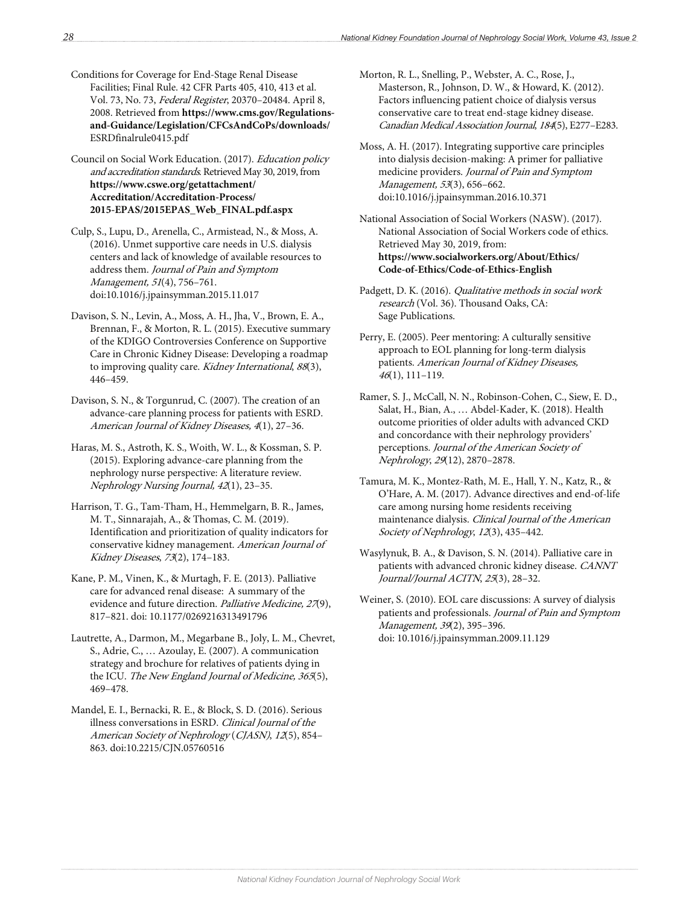Conditions for Coverage for End-Stage Renal Disease Facilities; Final Rule. 42 CFR Parts 405, 410, 413 et al. Vol. 73, No. 73, *Federal Register*, 20370–20484. April 8, 2008. Retrieved from **https://www.cms.gov/Regulations-and-Guidance/Legislation/CFCsAndCoPs/downloads/**ESRDfinalrule0415.pdf

Council on Social Work Education. (2017). *Education policy and accreditation standards*. Retrieved May 30, 2019, from **https://www.cswe.org/getattachment/Accreditation/Accreditation-Process/2015-EPAS/2015EPAS_Web_FINAL.pdf.aspx**

Culp, S., Lupu, D., Arenella, C., Armistead, N., & Moss, A. (2016). Unmet supportive care needs in U.S. dialysis centers and lack of knowledge of available resources to address them. *Journal of Pain and Symptom Management, 51*(4), 756–761. doi:10.1016/j.jpainsymman.2015.11.017

Davison, S. N., Levin, A., Moss, A. H., Jha, V., Brown, E. A., Brennan, F., & Morton, R. L. (2015). Executive summary of the KDIGO Controversies Conference on Supportive Care in Chronic Kidney Disease: Developing a roadmap to improving quality care. *Kidney International*, *88*(3), 446–459.

Davison, S. N., & Torgunrud, C. (2007). The creation of an advance-care planning process for patients with ESRD. *American Journal of Kidney Diseases, 4*(1), 27–36.

Haras, M. S., Astroth, K. S., Woith, W. L., & Kossman, S. P. (2015). Exploring advance-care planning from the nephrology nurse perspective: A literature review. *Nephrology Nursing Journal, 42*(1), 23–35.

Harrison, T. G., Tam-Tham, H., Hemmelgarn, B. R., James, M. T., Sinnarajah, A., & Thomas, C. M. (2019). Identification and prioritization of quality indicators for conservative kidney management. *American Journal of Kidney Diseases*, *73*(2), 174–183.

Kane, P. M., Vinen, K., & Murtagh, F. E. (2013). Palliative care for advanced renal disease: A summary of the evidence and future direction. *Palliative Medicine, 27*(9), 817–821. doi: 10.1177/0269216313491796

Lautrette, A., Darmon, M., Megarbane B., Joly, L. M., Chevret, S., Adrie, C., … Azoulay, E. (2007). A communication strategy and brochure for relatives of patients dying in the ICU. *The New England Journal of Medicine, 365*(5), 469–478.

Mandel, E. I., Bernacki, R. E., & Block, S. D. (2016). Serious illness conversations in ESRD. *Clinical Journal of the American Society of Nephrology* (*CJASN), 12*(5), 854–863. doi:10.2215/CJN.05760516

Morton, R. L., Snelling, P., Webster, A. C., Rose, J., Masterson, R., Johnson, D. W., & Howard, K. (2012). Factors influencing patient choice of dialysis versus conservative care to treat end-stage kidney disease. *Canadian Medical Association Journal*, *184*(5), E277–E283.

Moss, A. H. (2017). Integrating supportive care principles into dialysis decision-making: A primer for palliative medicine providers. *Journal of Pain and Symptom Management, 53*(3), 656–662. doi:10.1016/j.jpainsymman.2016.10.371

National Association of Social Workers (NASW). (2017). National Association of Social Workers code of ethics. Retrieved May 30, 2019, from: **https://www.socialworkers.org/About/Ethics/Code-of-Ethics/Code-of-Ethics-English**

Padgett, D. K. (2016). *Qualitative methods in social work research* (Vol. 36). Thousand Oaks, CA: Sage Publications.

Perry, E. (2005). Peer mentoring: A culturally sensitive approach to EOL planning for long-term dialysis patients. *American Journal of Kidney Diseases, 46*(1), 111–119.

Ramer, S. J., McCall, N. N., Robinson-Cohen, C., Siew, E. D., Salat, H., Bian, A., … Abdel-Kader, K. (2018). Health outcome priorities of older adults with advanced CKD and concordance with their nephrology providers' perceptions. *Journal of the American Society of Nephrology*, *29*(12), 2870–2878.

Tamura, M. K., Montez-Rath, M. E., Hall, Y. N., Katz, R., & O'Hare, A. M. (2017). Advance directives and end-of-life care among nursing home residents receiving maintenance dialysis. *Clinical Journal of the American Society of Nephrology*, *12*(3), 435–442.

Wasylynuk, B. A., & Davison, S. N. (2014). Palliative care in patients with advanced chronic kidney disease. *CANNT Journal/Journal ACITN*, *25*(3), 28–32.

Weiner, S. (2010). EOL care discussions: A survey of dialysis patients and professionals. *Journal of Pain and Symptom Management, 39*(2), 395–396. doi: 10.1016/j.jpainsymman.2009.11.129